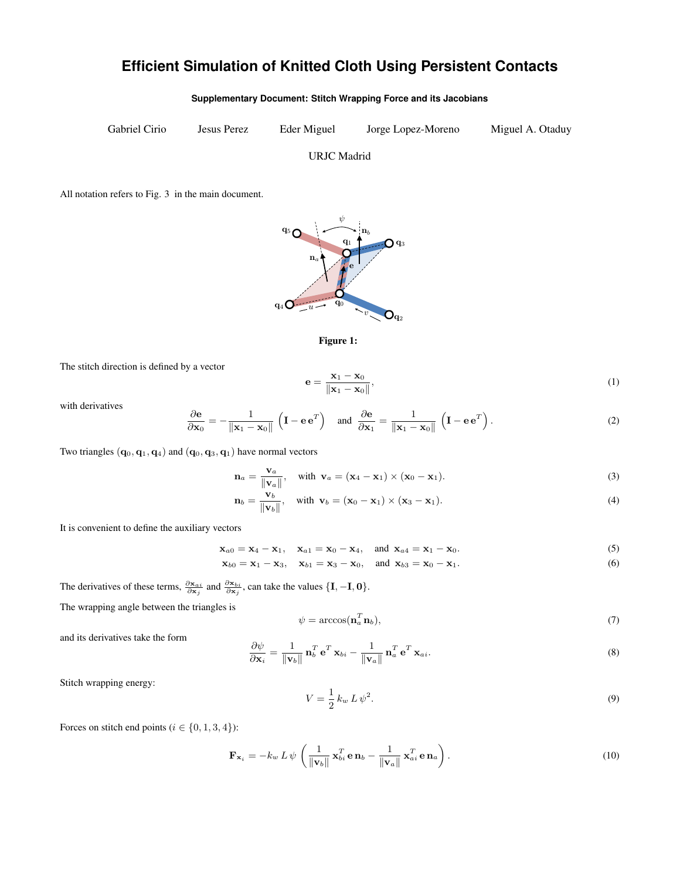# Efficient Simulation of Knitted Cloth Using Persistent Contacts

**Supplementary Document: Stitch Wrapping Force and its Jacobians**

Gabriel Cirio   Jesus Perez   Eder Miguel   Jorge Lopez-Moreno   Miguel A. Otaduy

URJC Madrid

All notation refers to Fig. 3 in the main document.

**Figure 1:**

The stitch direction is defined by a vector

$$\mathbf{e} = \frac{\mathbf{x}_1 - \mathbf{x}_0}{\|\mathbf{x}_1 - \mathbf{x}_0\|}, \tag{1}$$

with derivatives

$$\frac{\partial \mathbf{e}}{\partial \mathbf{x}_0} = -\frac{1}{\|\mathbf{x}_1 - \mathbf{x}_0\|}\left(\mathbf{I} - \mathbf{e}\,\mathbf{e}^T\right) \quad \text{and} \quad \frac{\partial \mathbf{e}}{\partial \mathbf{x}_1} = \frac{1}{\|\mathbf{x}_1 - \mathbf{x}_0\|}\left(\mathbf{I} - \mathbf{e}\,\mathbf{e}^T\right). \tag{2}$$

Two triangles $(\mathbf{q}_0, \mathbf{q}_1, \mathbf{q}_4)$ and $(\mathbf{q}_0, \mathbf{q}_3, \mathbf{q}_1)$ have normal vectors

$$\mathbf{n}_a = \frac{\mathbf{v}_a}{\|\mathbf{v}_a\|}, \quad \text{with } \mathbf{v}_a = (\mathbf{x}_4 - \mathbf{x}_1) \times (\mathbf{x}_0 - \mathbf{x}_1). \tag{3}$$

$$\mathbf{n}_b = \frac{\mathbf{v}_b}{\|\mathbf{v}_b\|}, \quad \text{with } \mathbf{v}_b = (\mathbf{x}_0 - \mathbf{x}_1) \times (\mathbf{x}_3 - \mathbf{x}_1). \tag{4}$$

It is convenient to define the auxiliary vectors

$$\mathbf{x}_{a0} = \mathbf{x}_4 - \mathbf{x}_1, \quad \mathbf{x}_{a1} = \mathbf{x}_0 - \mathbf{x}_4, \quad \text{and } \mathbf{x}_{a4} = \mathbf{x}_1 - \mathbf{x}_0. \tag{5}$$

$$\mathbf{x}_{b0} = \mathbf{x}_1 - \mathbf{x}_3, \quad \mathbf{x}_{b1} = \mathbf{x}_3 - \mathbf{x}_0, \quad \text{and } \mathbf{x}_{b3} = \mathbf{x}_0 - \mathbf{x}_1. \tag{6}$$

The derivatives of these terms, $\frac{\partial \mathbf{x}_{ai}}{\partial \mathbf{x}_j}$ and $\frac{\partial \mathbf{x}_{bi}}{\partial \mathbf{x}_j}$, can take the values $\{\mathbf{I}, -\mathbf{I}, \mathbf{0}\}$.

The wrapping angle between the triangles is

$$\psi = \arccos(\mathbf{n}_a^T \mathbf{n}_b), \tag{7}$$

and its derivatives take the form

$$\frac{\partial \psi}{\partial \mathbf{x}_i} = \frac{1}{\|\mathbf{v}_b\|}\,\mathbf{n}_b^T\,\mathbf{e}^T\,\mathbf{x}_{bi} - \frac{1}{\|\mathbf{v}_a\|}\,\mathbf{n}_a^T\,\mathbf{e}^T\,\mathbf{x}_{ai}. \tag{8}$$

Stitch wrapping energy:

$$V = \frac{1}{2}\,k_w\,L\,\psi^2. \tag{9}$$

Forces on stitch end points ($i \in \{0, 1, 3, 4\}$):

$$\mathbf{F}_{\mathbf{x}_i} = -k_w\,L\,\psi\left(\frac{1}{\|\mathbf{v}_b\|}\,\mathbf{x}_{bi}^T\,\mathbf{e}\,\mathbf{n}_b - \frac{1}{\|\mathbf{v}_a\|}\,\mathbf{x}_{ai}^T\,\mathbf{e}\,\mathbf{n}_a\right). \tag{10}$$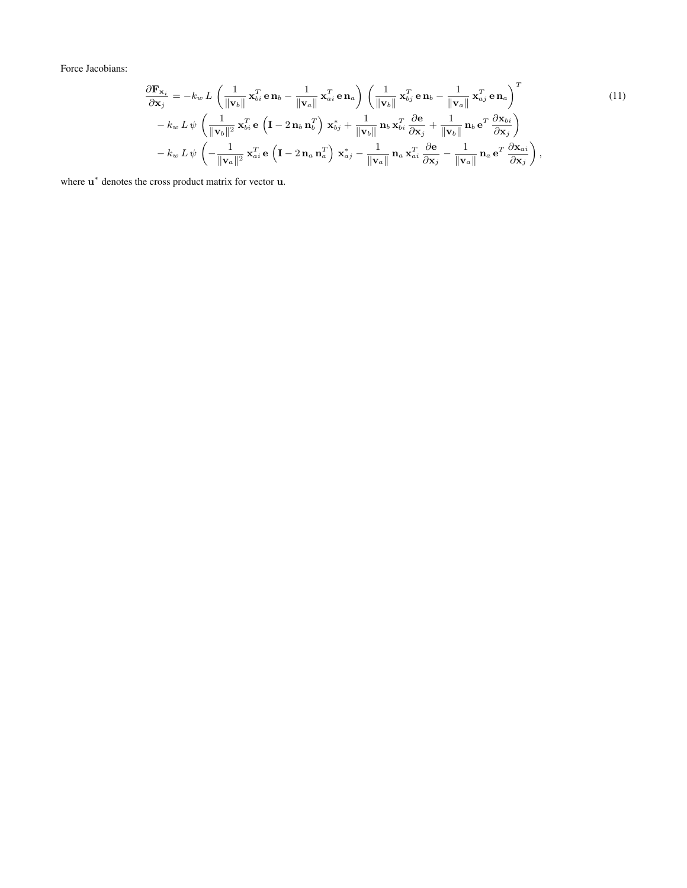Force Jacobians:

$$
\begin{aligned}
\frac{\partial \mathbf{F}_{\mathbf{x}_i}}{\partial \mathbf{x}_j} = &-k_w\, L\, \left( \frac{1}{\|\mathbf{v}_b\|}\, \mathbf{x}_{bi}^T\, \mathbf{e}\, \mathbf{n}_b - \frac{1}{\|\mathbf{v}_a\|}\, \mathbf{x}_{ai}^T\, \mathbf{e}\, \mathbf{n}_a \right) \left( \frac{1}{\|\mathbf{v}_b\|}\, \mathbf{x}_{bj}^T\, \mathbf{e}\, \mathbf{n}_b - \frac{1}{\|\mathbf{v}_a\|}\, \mathbf{x}_{aj}^T\, \mathbf{e}\, \mathbf{n}_a \right)^T \\
&- k_w\, L\, \psi\, \left( \frac{1}{\|\mathbf{v}_b\|^2}\, \mathbf{x}_{bi}^T\, \mathbf{e}\, \left( \mathbf{I} - 2\, \mathbf{n}_b\, \mathbf{n}_b^T \right)\, \mathbf{x}_{bj}^* + \frac{1}{\|\mathbf{v}_b\|}\, \mathbf{n}_b\, \mathbf{x}_{bi}^T\, \frac{\partial \mathbf{e}}{\partial \mathbf{x}_j} + \frac{1}{\|\mathbf{v}_b\|}\, \mathbf{n}_b\, \mathbf{e}^T\, \frac{\partial \mathbf{x}_{bi}}{\partial \mathbf{x}_j} \right) \\
&- k_w\, L\, \psi\, \left( -\frac{1}{\|\mathbf{v}_a\|^2}\, \mathbf{x}_{ai}^T\, \mathbf{e}\, \left( \mathbf{I} - 2\, \mathbf{n}_a\, \mathbf{n}_a^T \right)\, \mathbf{x}_{aj}^* - \frac{1}{\|\mathbf{v}_a\|}\, \mathbf{n}_a\, \mathbf{x}_{ai}^T\, \frac{\partial \mathbf{e}}{\partial \mathbf{x}_j} - \frac{1}{\|\mathbf{v}_a\|}\, \mathbf{n}_a\, \mathbf{e}^T\, \frac{\partial \mathbf{x}_{ai}}{\partial \mathbf{x}_j} \right),
\end{aligned}
\tag{11}
$$

where $\mathbf{u}^*$ denotes the cross product matrix for vector $\mathbf{u}$.